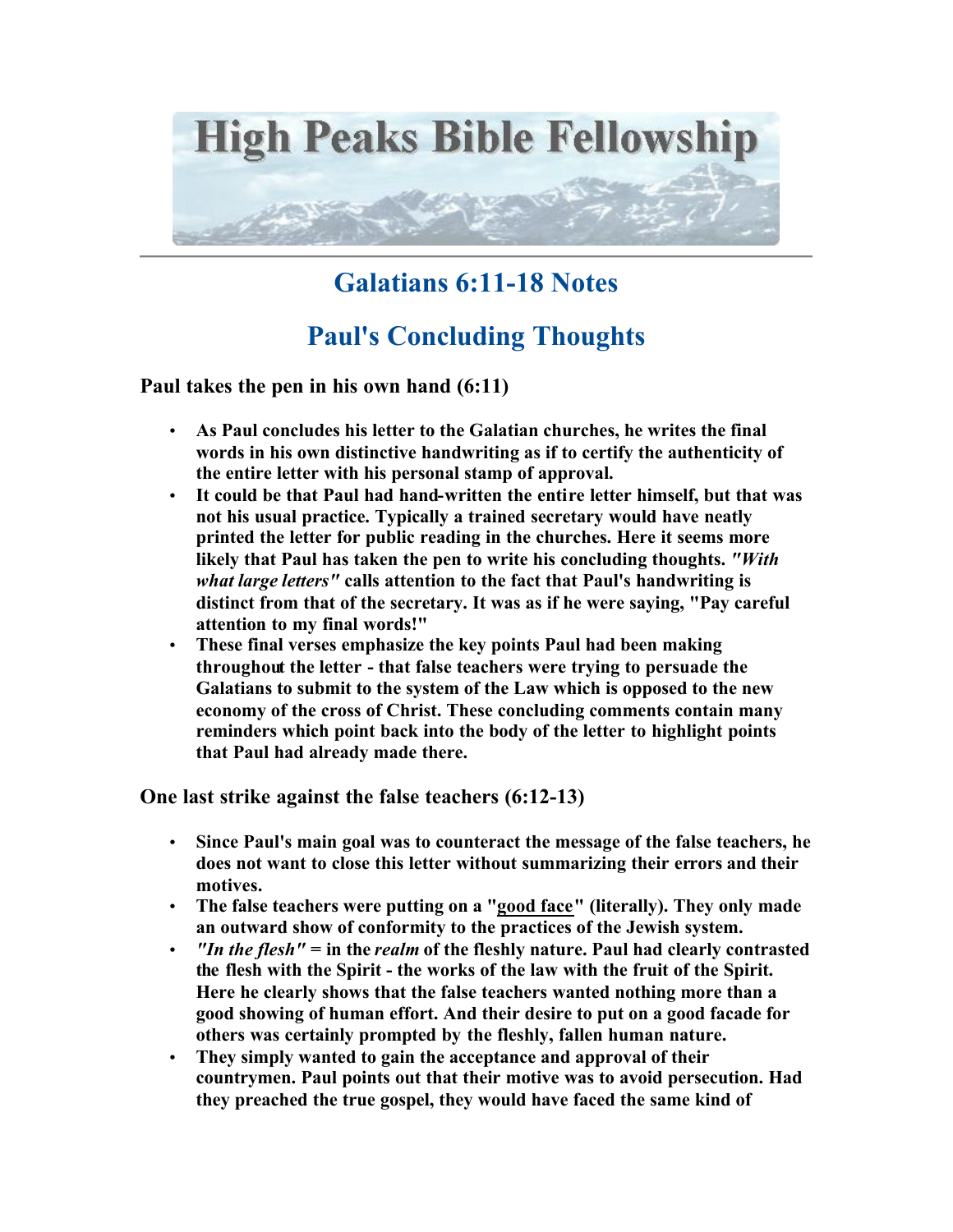# High Peaks Bible Fellowship

## Galatians 6:11-18 Notes

## Paul's Concluding Thoughts

### Paul takes the pen in his own hand (6:11)

- **As Paul concludes his letter to the Galatian churches, he writes the final words in his own distinctive handwriting as if to certify the authenticity of the entire letter with his personal stamp of approval.**
- **It could be that Paul had hand-written the entire letter himself, but that was not his usual practice. Typically a trained secretary would have neatly printed the letter for public reading in the churches. Here it seems more likely that Paul has taken the pen to write his concluding thoughts. *"With what large letters"* calls attention to the fact that Paul's handwriting is distinct from that of the secretary. It was as if he were saying, "Pay careful attention to my final words!"**
- **These final verses emphasize the key points Paul had been making throughout the letter - that false teachers were trying to persuade the Galatians to submit to the system of the Law which is opposed to the new economy of the cross of Christ. These concluding comments contain many reminders which point back into the body of the letter to highlight points that Paul had already made there.**

### One last strike against the false teachers (6:12-13)

- **Since Paul's main goal was to counteract the message of the false teachers, he does not want to close this letter without summarizing their errors and their motives.**
- **The false teachers were putting on a "<u>good face</u>" (literally). They only made an outward show of conformity to the practices of the Jewish system.**
- ***"In the flesh"* = in the *realm* of the fleshly nature. Paul had clearly contrasted the flesh with the Spirit - the works of the law with the fruit of the Spirit. Here he clearly shows that the false teachers wanted nothing more than a good showing of human effort. And their desire to put on a good facade for others was certainly prompted by the fleshly, fallen human nature.**
- **They simply wanted to gain the acceptance and approval of their countrymen. Paul points out that their motive was to avoid persecution. Had they preached the true gospel, they would have faced the same kind of**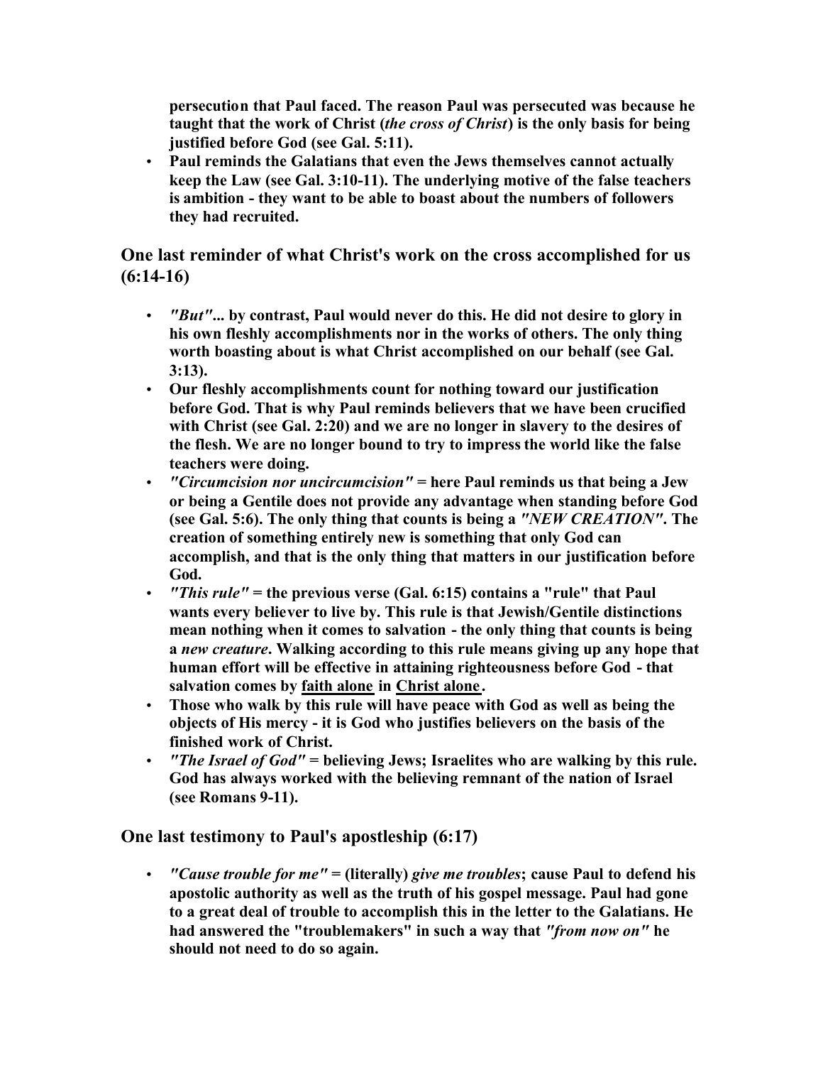**persecution that Paul faced. The reason Paul was persecuted was because he taught that the work of Christ (*the cross of Christ*) is the only basis for being justified before God (see Gal. 5:11).**

- **Paul reminds the Galatians that even the Jews themselves cannot actually keep the Law (see Gal. 3:10-11). The underlying motive of the false teachers is ambition - they want to be able to boast about the numbers of followers they had recruited.**

## One last reminder of what Christ's work on the cross accomplished for us (6:14-16)

- ***"But"*... by contrast, Paul would never do this. He did not desire to glory in his own fleshly accomplishments nor in the works of others. The only thing worth boasting about is what Christ accomplished on our behalf (see Gal. 3:13).**
- **Our fleshly accomplishments count for nothing toward our justification before God. That is why Paul reminds believers that we have been crucified with Christ (see Gal. 2:20) and we are no longer in slavery to the desires of the flesh. We are no longer bound to try to impress the world like the false teachers were doing.**
- ***"Circumcision nor uncircumcision"* = here Paul reminds us that being a Jew or being a Gentile does not provide any advantage when standing before God (see Gal. 5:6). The only thing that counts is being a *"NEW CREATION"*. The creation of something entirely new is something that only God can accomplish, and that is the only thing that matters in our justification before God.**
- ***"This rule"* = the previous verse (Gal. 6:15) contains a "rule" that Paul wants every believer to live by. This rule is that Jewish/Gentile distinctions mean nothing when it comes to salvation - the only thing that counts is being a *new creature*. Walking according to this rule means giving up any hope that human effort will be effective in attaining righteousness before God - that salvation comes by <u>faith alone</u> in <u>Christ alone</u>.**
- **Those who walk by this rule will have peace with God as well as being the objects of His mercy - it is God who justifies believers on the basis of the finished work of Christ.**
- ***"The Israel of God"* = believing Jews; Israelites who are walking by this rule. God has always worked with the believing remnant of the nation of Israel (see Romans 9-11).**

## One last testimony to Paul's apostleship (6:17)

- ***"Cause trouble for me"* = (literally) *give me troubles*; cause Paul to defend his apostolic authority as well as the truth of his gospel message. Paul had gone to a great deal of trouble to accomplish this in the letter to the Galatians. He had answered the "troublemakers" in such a way that *"from now on"* he should not need to do so again.**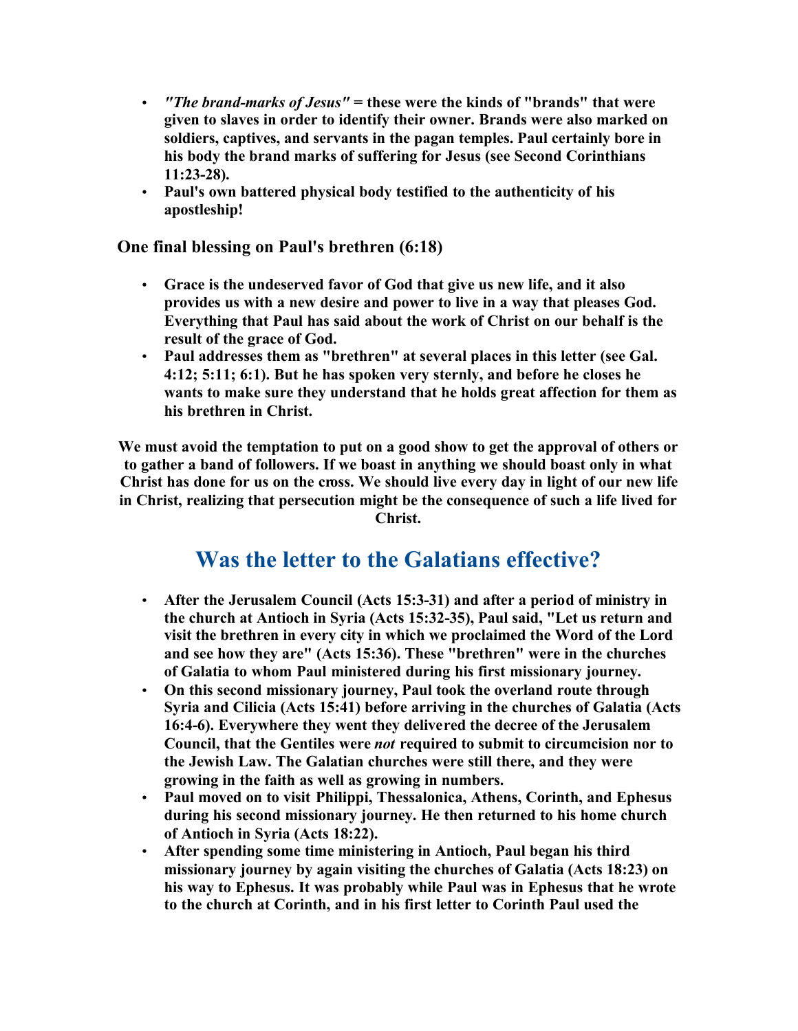- ***"The brand-marks of Jesus"* = these were the kinds of "brands" that were given to slaves in order to identify their owner. Brands were also marked on soldiers, captives, and servants in the pagan temples. Paul certainly bore in his body the brand marks of suffering for Jesus (see Second Corinthians 11:23-28).**
- **Paul's own battered physical body testified to the authenticity of his apostleship!**

### One final blessing on Paul's brethren (6:18)

- **Grace is the undeserved favor of God that give us new life, and it also provides us with a new desire and power to live in a way that pleases God. Everything that Paul has said about the work of Christ on our behalf is the result of the grace of God.**
- **Paul addresses them as "brethren" at several places in this letter (see Gal. 4:12; 5:11; 6:1). But he has spoken very sternly, and before he closes he wants to make sure they understand that he holds great affection for them as his brethren in Christ.**

**We must avoid the temptation to put on a good show to get the approval of others or to gather a band of followers. If we boast in anything we should boast only in what Christ has done for us on the cross. We should live every day in light of our new life in Christ, realizing that persecution might be the consequence of such a life lived for Christ.**

## Was the letter to the Galatians effective?

- **After the Jerusalem Council (Acts 15:3-31) and after a period of ministry in the church at Antioch in Syria (Acts 15:32-35), Paul said, "Let us return and visit the brethren in every city in which we proclaimed the Word of the Lord and see how they are" (Acts 15:36). These "brethren" were in the churches of Galatia to whom Paul ministered during his first missionary journey.**
- **On this second missionary journey, Paul took the overland route through Syria and Cilicia (Acts 15:41) before arriving in the churches of Galatia (Acts 16:4-6). Everywhere they went they delivered the decree of the Jerusalem Council, that the Gentiles were *not* required to submit to circumcision nor to the Jewish Law. The Galatian churches were still there, and they were growing in the faith as well as growing in numbers.**
- **Paul moved on to visit Philippi, Thessalonica, Athens, Corinth, and Ephesus during his second missionary journey. He then returned to his home church of Antioch in Syria (Acts 18:22).**
- **After spending some time ministering in Antioch, Paul began his third missionary journey by again visiting the churches of Galatia (Acts 18:23) on his way to Ephesus. It was probably while Paul was in Ephesus that he wrote to the church at Corinth, and in his first letter to Corinth Paul used the**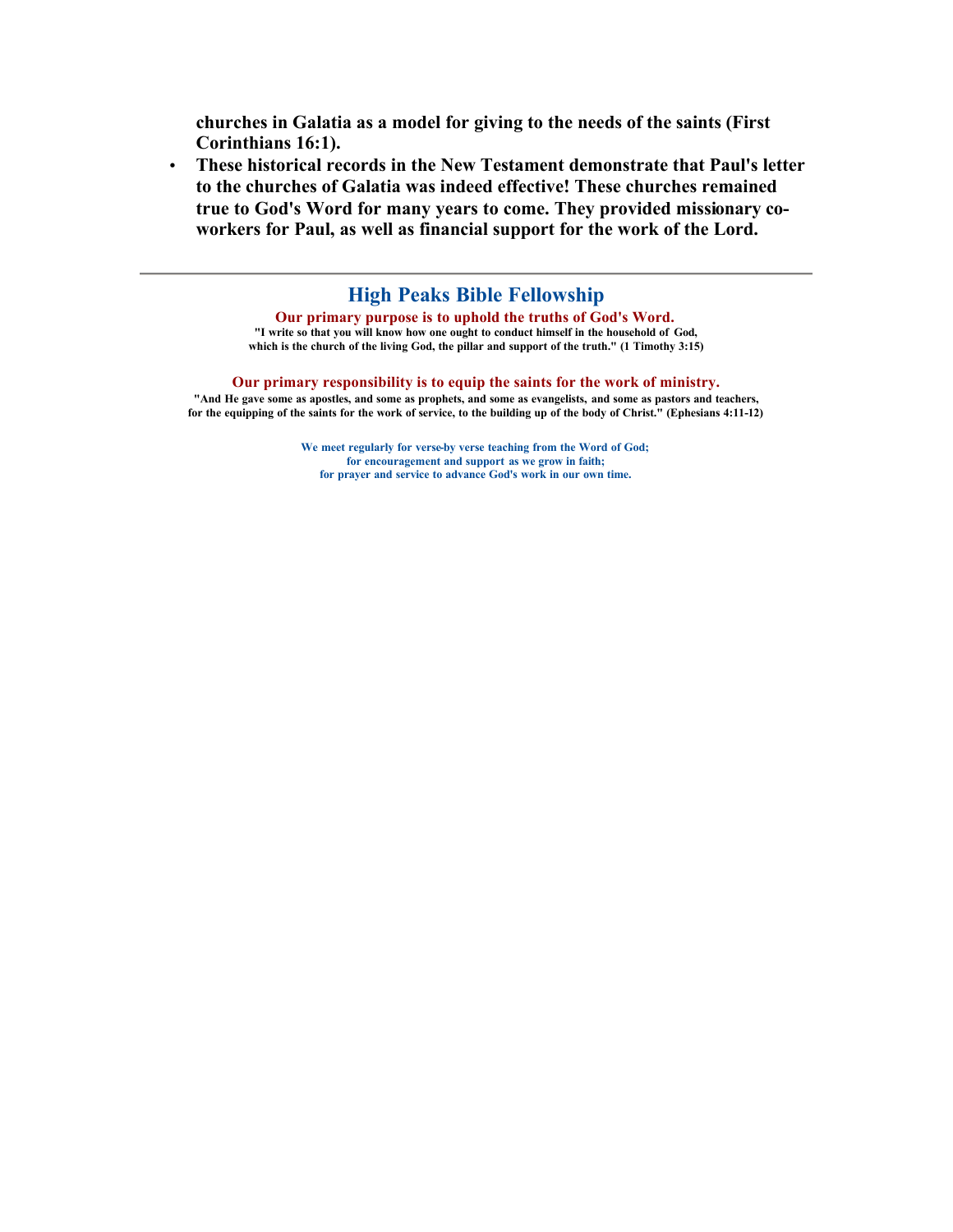**churches in Galatia as a model for giving to the needs of the saints (First Corinthians 16:1).**

- **These historical records in the New Testament demonstrate that Paul's letter to the churches of Galatia was indeed effective! These churches remained true to God's Word for many years to come. They provided missionary co-workers for Paul, as well as financial support for the work of the Lord.**

---

## High Peaks Bible Fellowship

**Our primary purpose is to uphold the truths of God's Word.**

**"I write so that you will know how one ought to conduct himself in the household of God, which is the church of the living God, the pillar and support of the truth." (1 Timothy 3:15)**

**Our primary responsibility is to equip the saints for the work of ministry.**

**"And He gave some as apostles, and some as prophets, and some as evangelists, and some as pastors and teachers, for the equipping of the saints for the work of service, to the building up of the body of Christ." (Ephesians 4:11-12)**

**We meet regularly for verse-by verse teaching from the Word of God;**
**for encouragement and support as we grow in faith;**
**for prayer and service to advance God's work in our own time.**